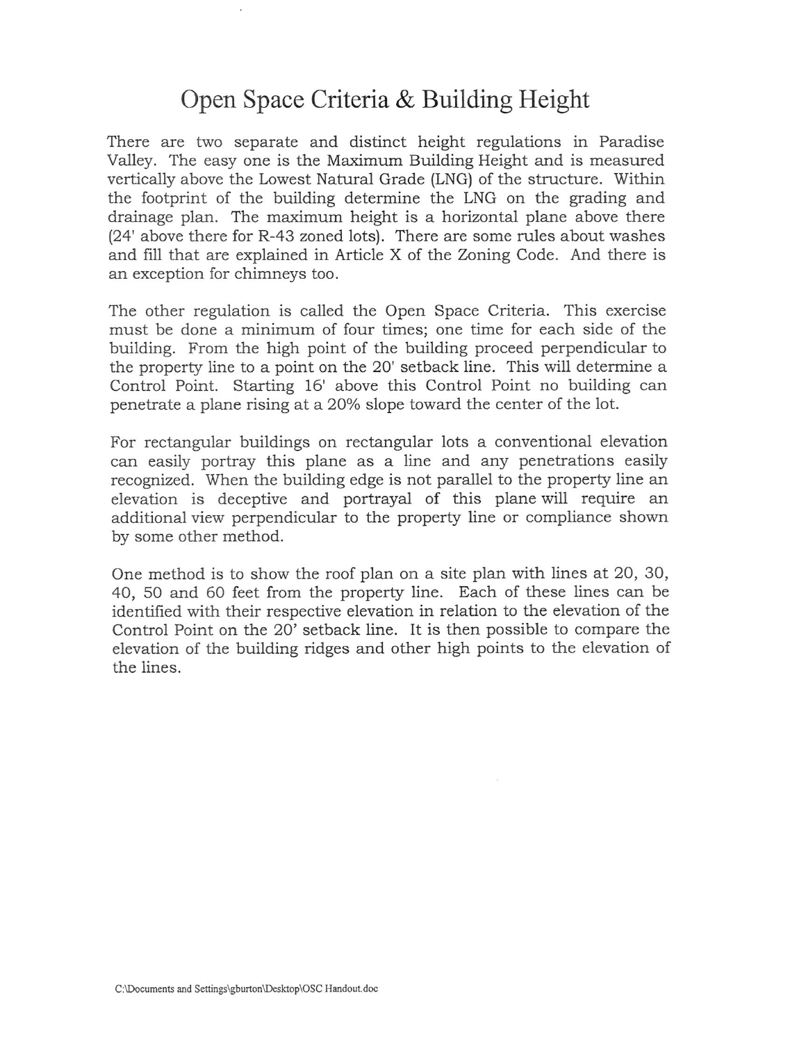# Open Space Criteria & Building Height

There are two separate and distinct height regulations in Paradise Valley. The easy one is the Maximum Building Height and is measured vertically above the Lowest Natural Grade (LNG) of the structure. Within the footprint of the building determine the LNG on the grading and drainage plan. The maximum height is a horizontal plane above there (24' above there for R-43 zoned lots). There are some rules about washes and fill that are explained in Article X of the Zoning Code. And there is an exception for chimneys too.

The other regulation is called the Open Space Criteria. This exercise must be done a minimum of four times; one time for each side of the building. From the high point of the building proceed perpendicular to the property line to a point on the 20' setback line. This will determine a Control Point. Starting 16' above this Control Point no building can penetrate a plane rising at a 20% slope toward the center of the lot.

For rectangular buildings on rectangular lots a conventional elevation can easily portray this plane as a line and any penetrations easily recognized. When the building edge is not parallel to the property line an elevation is deceptive and portrayal of this plane will require an additional view perpendicular to the property line or compliance shown by some other method.

One method is to show the roof plan on a site plan with lines at 20, 30, 40, 50 and 60 feet from the property line. Each of these lines can be identified with their respective elevation in relation to the elevation of the Control Point on the 20' setback line. It is then possible to compare the elevation of the building ridges and other high points to the elevation of the lines.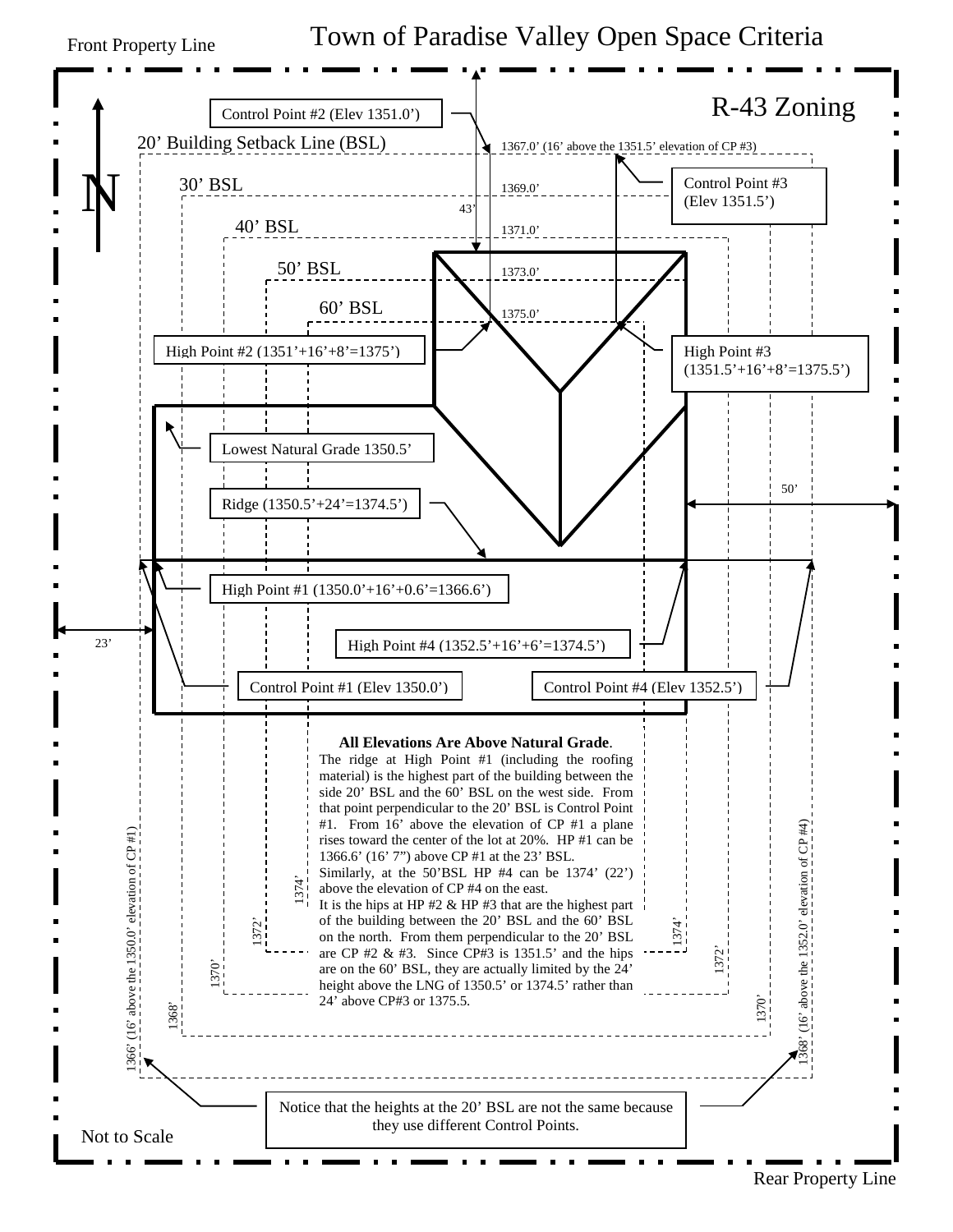# Town of Paradise Valley Open Space Criteria

Front Property Line

R-43 Zoning

N

Control Point #2 (Elev 1351.0')

20' Building Setback Line (BSL)

1367.0' (16' above the 1351.5' elevation of CP #3)

Control Point #3 (Elev 1351.5')

30' BSL

1369.0'

43'

40' BSL

1371.0'

50' BSL

1373.0'

60' BSL

1375.0'

High Point #2 (1351'+16'+8'=1375')

High Point #3 (1351.5'+16'+8'=1375.5')

Lowest Natural Grade 1350.5'

50'

Ridge (1350.5'+24'=1374.5')

High Point #1 (1350.0'+16'+0.6'=1366.6')

23'

High Point #4 (1352.5'+16'+6'=1374.5')

Control Point #1 (Elev 1350.0')

Control Point #4 (Elev 1352.5')

**All Elevations Are Above Natural Grade**.

The ridge at High Point #1 (including the roofing material) is the highest part of the building between the side 20' BSL and the 60' BSL on the west side. From that point perpendicular to the 20' BSL is Control Point #1. From 16' above the elevation of CP #1 a plane rises toward the center of the lot at 20%. HP #1 can be 1366.6' (16' 7") above CP #1 at the 23' BSL.

Similarly, at the 50'BSL HP #4 can be 1374' (22') above the elevation of CP #4 on the east.

It is the hips at HP #2 & HP #3 that are the highest part of the building between the 20' BSL and the 60' BSL on the north. From them perpendicular to the 20' BSL are CP #2 & #3. Since CP#3 is 1351.5' and the hips are on the 60' BSL, they are actually limited by the 24' height above the LNG of 1350.5' or 1374.5' rather than 24' above CP#3 or 1375.5.

1366' (16' above the 1350.0' elevation of CP #1)

1368'

1370'

1372'

1374'

1374'

1372'

1370'

1368' (16' above the 1352.0' elevation of CP #4)

Notice that the heights at the 20' BSL are not the same because they use different Control Points.

Not to Scale

Rear Property Line